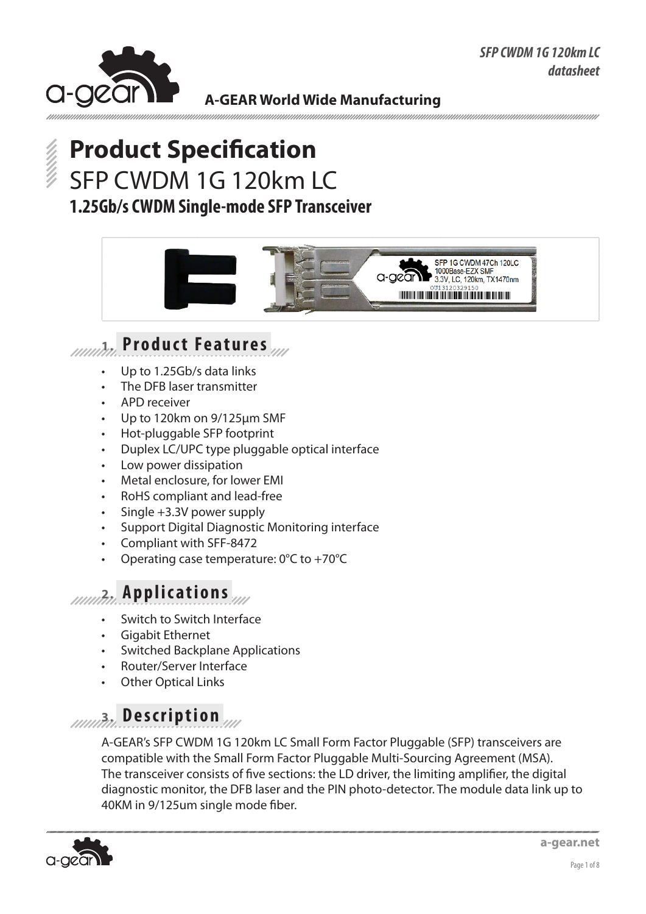A-GEAR World Wide Manufacturing

# Product Specification

## SFP CWDM 1G 120km LC

### 1.25Gb/s CWDM Single-mode SFP Transceiver

## 1. Product Features

- Up to 1.25Gb/s data links
- The DFB laser transmitter
- APD receiver
- Up to 120km on 9/125µm SMF
- Hot-pluggable SFP footprint
- Duplex LC/UPC type pluggable optical interface
- Low power dissipation
- Metal enclosure, for lower EMI
- RoHS compliant and lead-free
- Single +3.3V power supply
- Support Digital Diagnostic Monitoring interface
- Compliant with SFF-8472
- Operating case temperature: 0°C to +70°C

## 2. Applications

- Switch to Switch Interface
- Gigabit Ethernet
- Switched Backplane Applications
- Router/Server Interface
- Other Optical Links

## 3. Description

A-GEAR's SFP CWDM 1G 120km LC Small Form Factor Pluggable (SFP) transceivers are compatible with the Small Form Factor Pluggable Multi-Sourcing Agreement (MSA). The transceiver consists of five sections: the LD driver, the limiting amplifier, the digital diagnostic monitor, the DFB laser and the PIN photo-detector. The module data link up to 40KM in 9/125um single mode fiber.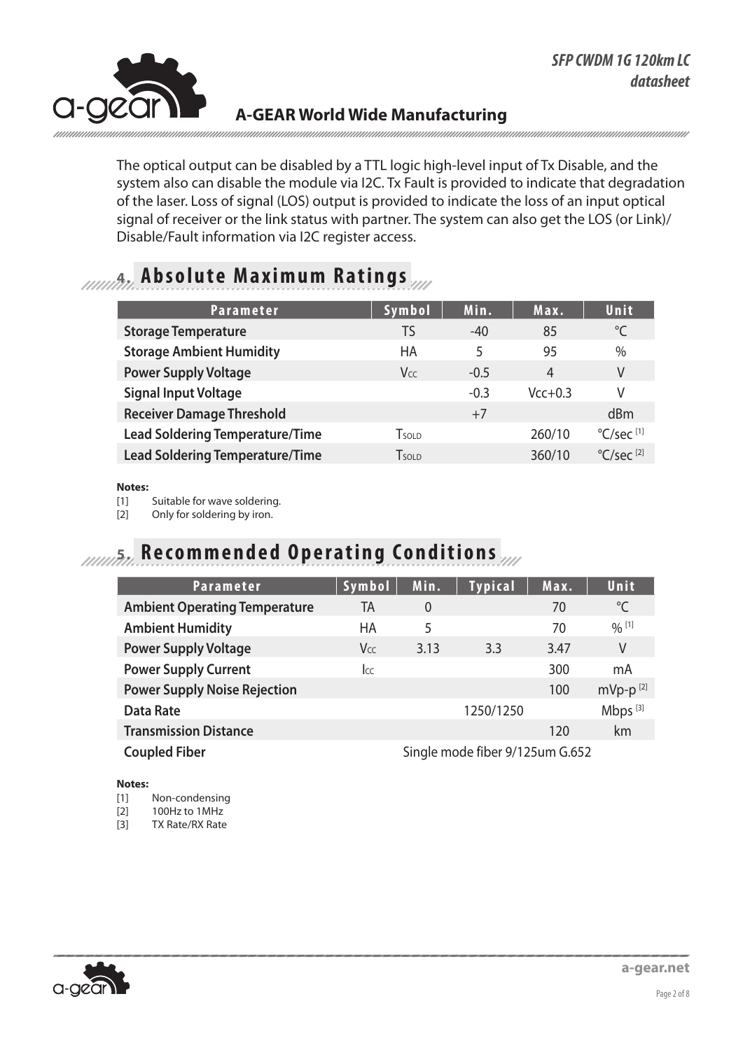The optical output can be disabled by a TTL logic high-level input of Tx Disable, and the system also can disable the module via I2C. Tx Fault is provided to indicate that degradation of the laser. Loss of signal (LOS) output is provided to indicate the loss of an input optical signal of receiver or the link status with partner. The system can also get the LOS (or Link)/ Disable/Fault information via I2C register access.

## 4. Absolute Maximum Ratings

| Parameter | Symbol | Min. | Max. | Unit |
|---|---|---|---|---|
| **Storage Temperature** | TS | -40 | 85 | °C |
| **Storage Ambient Humidity** | HA | 5 | 95 | % |
| **Power Supply Voltage** | $V_{CC}$ | -0.5 | 4 | V |
| **Signal Input Voltage** | | -0.3 | Vcc+0.3 | V |
| **Receiver Damage Threshold** | | +7 | | dBm |
| **Lead Soldering Temperature/Time** | $T_{SOLD}$ | | 260/10 | °C/sec [1] |
| **Lead Soldering Temperature/Time** | $T_{SOLD}$ | | 360/10 | °C/sec [2] |

**Notes:**

[1] Suitable for wave soldering.
[2] Only for soldering by iron.

## 5. Recommended Operating Conditions

| Parameter | Symbol | Min. | Typical | Max. | Unit |
|---|---|---|---|---|---|
| **Ambient Operating Temperature** | TA | 0 | | 70 | °C |
| **Ambient Humidity** | HA | 5 | | 70 | % [1] |
| **Power Supply Voltage** | $V_{CC}$ | 3.13 | 3.3 | 3.47 | V |
| **Power Supply Current** | $I_{CC}$ | | | 300 | mA |
| **Power Supply Noise Rejection** | | | | 100 | mVp-p [2] |
| **Data Rate** | | | 1250/1250 | | Mbps [3] |
| **Transmission Distance** | | | | 120 | km |
| **Coupled Fiber** | Single mode fiber 9/125um G.652 | | | | |

**Notes:**

[1] Non-condensing
[2] 100Hz to 1MHz
[3] TX Rate/RX Rate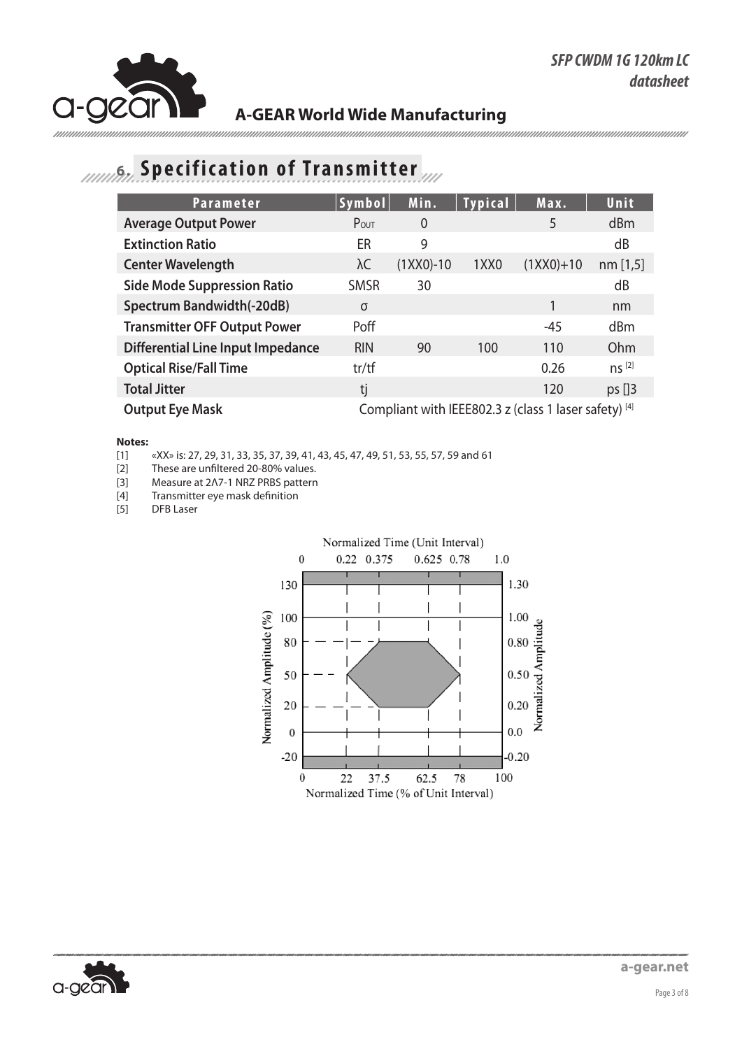## 6. Specification of Transmitter

| Parameter | Symbol | Min. | Typical | Max. | Unit |
|---|---|---|---|---|---|
| **Average Output Power** | $P_{OUT}$ | 0 | | 5 | dBm |
| **Extinction Ratio** | ER | 9 | | | dB |
| **Center Wavelength** | λC | (1XX0)-10 | 1XX0 | (1XX0)+10 | nm [1,5] |
| **Side Mode Suppression Ratio** | SMSR | 30 | | | dB |
| **Spectrum Bandwidth(-20dB)** | σ | | | 1 | nm |
| **Transmitter OFF Output Power** | Poff | | | -45 | dBm |
| **Differential Line Input Impedance** | RIN | 90 | 100 | 110 | Ohm |
| **Optical Rise/Fall Time** | tr/tf | | | 0.26 | ns [2] |
| **Total Jitter** | tj | | | 120 | ps []3 |
| **Output Eye Mask** | Compliant with IEEE802.3 z (class 1 laser safety) [4] | | | | |

**Notes:**

[1] «XX» is: 27, 29, 31, 33, 35, 37, 39, 41, 43, 45, 47, 49, 51, 53, 55, 57, 59 and 61

[2] These are unfiltered 20-80% values.

[3] Measure at 2Λ7-1 NRZ PRBS pattern

[4] Transmitter eye mask definition

[5] DFB Laser

Normalized Time (Unit Interval): 0, 0.22, 0.375, 0.625, 0.78, 1.0

Normalized Amplitude (%): 130, 100, 80, 50, 20, 0, -20

Normalized Amplitude: 1.30, 1.00, 0.80, 0.50, 0.20, 0.0, -0.20

Normalized Time (% of Unit Interval): 0, 22, 37.5, 62.5, 78, 100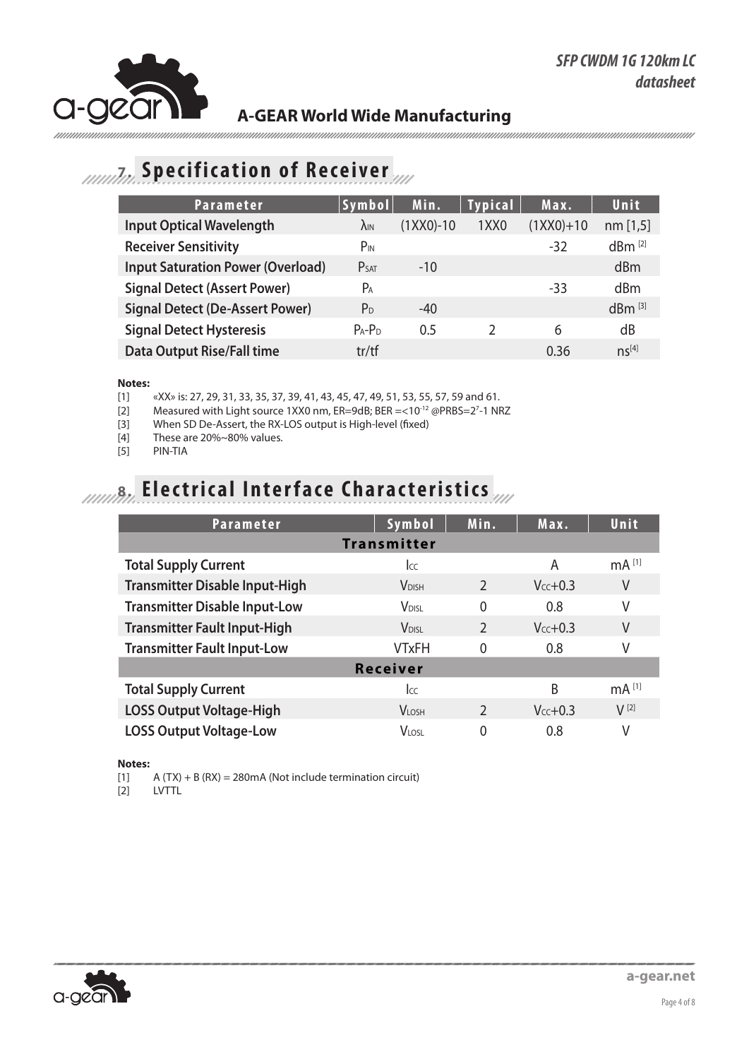## 7. Specification of Receiver

| Parameter | Symbol | Min. | Typical | Max. | Unit |
|---|---|---|---|---|---|
| **Input Optical Wavelength** | $\lambda_{IN}$ | (1XX0)-10 | 1XX0 | (1XX0)+10 | nm [1,5] |
| **Receiver Sensitivity** | $P_{IN}$ | | | -32 | dBm [2] |
| **Input Saturation Power (Overload)** | $P_{SAT}$ | -10 | | | dBm |
| **Signal Detect (Assert Power)** | $P_A$ | | | -33 | dBm |
| **Signal Detect (De-Assert Power)** | $P_D$ | -40 | | | dBm [3] |
| **Signal Detect Hysteresis** | $P_A$-$P_D$ | 0.5 | 2 | 6 | dB |
| **Data Output Rise/Fall time** | tr/tf | | | 0.36 | ns[4] |

**Notes:**

[1] «XX» is: 27, 29, 31, 33, 35, 37, 39, 41, 43, 45, 47, 49, 51, 53, 55, 57, 59 and 61.
[2] Measured with Light source 1XX0 nm, ER=9dB; BER =<$10^{-12}$ @PRBS=$2^7$-1 NRZ
[3] When SD De-Assert, the RX-LOS output is High-level (fixed)
[4] These are 20%~80% values.
[5] PIN-TIA

## 8. Electrical Interface Characteristics

| Parameter | Symbol | Min. | Max. | Unit |
|---|---|---|---|---|
| **Transmitter** | | | | |
| **Total Supply Current** | $I_{CC}$ | | A | mA [1] |
| **Transmitter Disable Input-High** | $V_{DISH}$ | 2 | $V_{CC}$+0.3 | V |
| **Transmitter Disable Input-Low** | $V_{DISL}$ | 0 | 0.8 | V |
| **Transmitter Fault Input-High** | $V_{DISL}$ | 2 | $V_{CC}$+0.3 | V |
| **Transmitter Fault Input-Low** | VTxFH | 0 | 0.8 | V |
| **Receiver** | | | | |
| **Total Supply Current** | $I_{CC}$ | | B | mA [1] |
| **LOSS Output Voltage-High** | $V_{LOSH}$ | 2 | $V_{CC}$+0.3 | V [2] |
| **LOSS Output Voltage-Low** | $V_{LOSL}$ | 0 | 0.8 | V |

**Notes:**

[1] A (TX) + B (RX) = 280mA (Not include termination circuit)
[2] LVTTL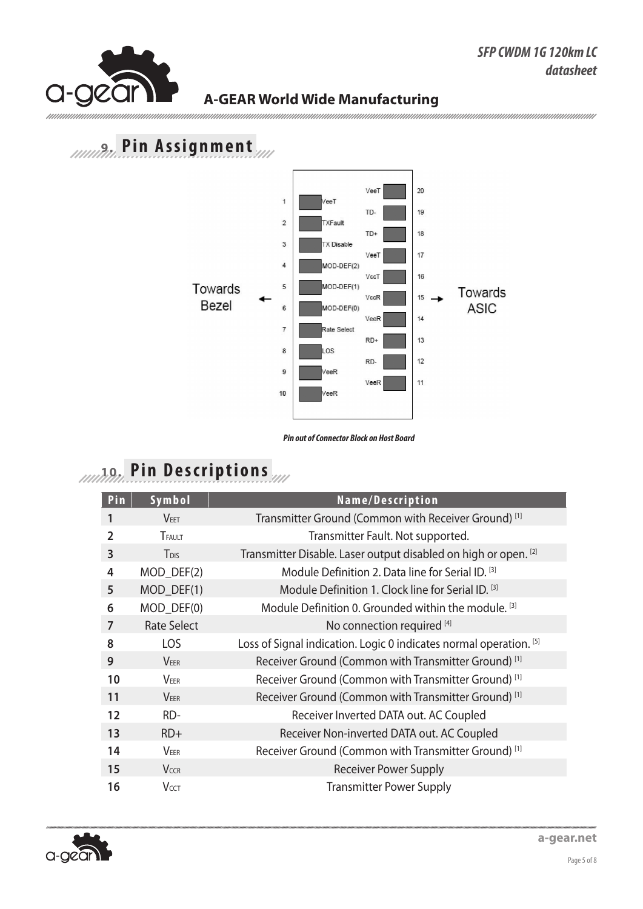## 9. Pin Assignment

*Pin out of Connector Block on Host Board*

## 10. Pin Descriptions

| Pin | Symbol | Name/Description |
|---|---|---|
| 1 | $V_{EET}$ | Transmitter Ground (Common with Receiver Ground) [1] |
| 2 | $T_{FAULT}$ | Transmitter Fault. Not supported. |
| 3 | $T_{DIS}$ | Transmitter Disable. Laser output disabled on high or open. [2] |
| 4 | MOD_DEF(2) | Module Definition 2. Data line for Serial ID. [3] |
| 5 | MOD_DEF(1) | Module Definition 1. Clock line for Serial ID. [3] |
| 6 | MOD_DEF(0) | Module Definition 0. Grounded within the module. [3] |
| 7 | Rate Select | No connection required [4] |
| 8 | LOS | Loss of Signal indication. Logic 0 indicates normal operation. [5] |
| 9 | $V_{EER}$ | Receiver Ground (Common with Transmitter Ground) [1] |
| 10 | $V_{EER}$ | Receiver Ground (Common with Transmitter Ground) [1] |
| 11 | $V_{EER}$ | Receiver Ground (Common with Transmitter Ground) [1] |
| 12 | RD- | Receiver Inverted DATA out. AC Coupled |
| 13 | RD+ | Receiver Non-inverted DATA out. AC Coupled |
| 14 | $V_{EER}$ | Receiver Ground (Common with Transmitter Ground) [1] |
| 15 | $V_{CCR}$ | Receiver Power Supply |
| 16 | $V_{CCT}$ | Transmitter Power Supply |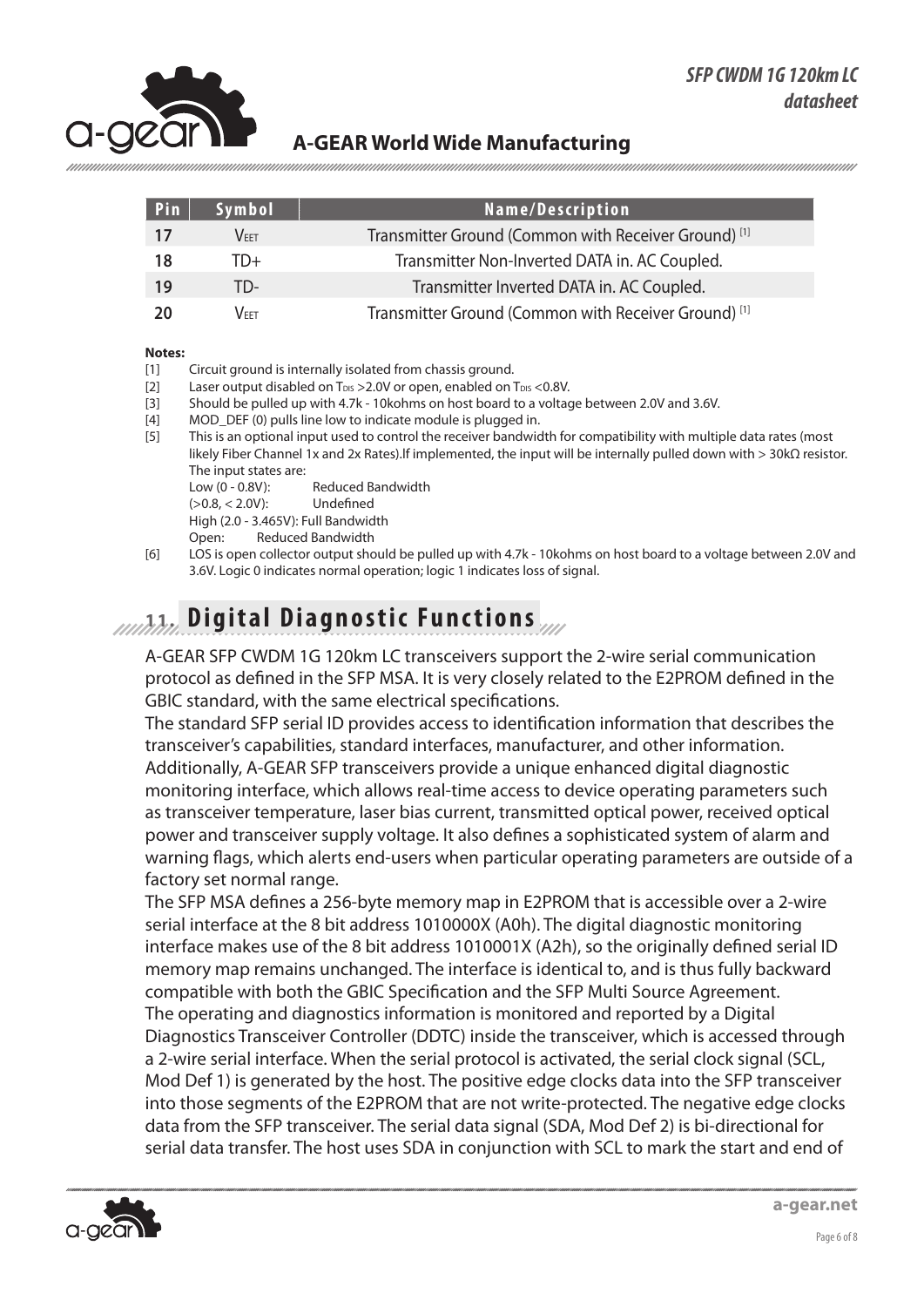| Pin | Symbol | Name/Description |
|---|---|---|
| 17 | $V_{EET}$ | Transmitter Ground (Common with Receiver Ground) [1] |
| 18 | TD+ | Transmitter Non-Inverted DATA in. AC Coupled. |
| 19 | TD- | Transmitter Inverted DATA in. AC Coupled. |
| 20 | $V_{EET}$ | Transmitter Ground (Common with Receiver Ground) [1] |

**Notes:**

[1] Circuit ground is internally isolated from chassis ground.

[2] Laser output disabled on $T_{DIS}$ >2.0V or open, enabled on $T_{DIS}$ <0.8V.

[3] Should be pulled up with 4.7k - 10kohms on host board to a voltage between 2.0V and 3.6V.

[4] MOD_DEF (0) pulls line low to indicate module is plugged in.

[5] This is an optional input used to control the receiver bandwidth for compatibility with multiple data rates (most likely Fiber Channel 1x and 2x Rates).If implemented, the input will be internally pulled down with > 30kΩ resistor. The input states are:
Low (0 - 0.8V): Reduced Bandwidth
(>0.8, < 2.0V): Undefined
High (2.0 - 3.465V): Full Bandwidth
Open: Reduced Bandwidth

[6] LOS is open collector output should be pulled up with 4.7k - 10kohms on host board to a voltage between 2.0V and 3.6V. Logic 0 indicates normal operation; logic 1 indicates loss of signal.

## 11. Digital Diagnostic Functions

A-GEAR SFP CWDM 1G 120km LC transceivers support the 2-wire serial communication protocol as defined in the SFP MSA. It is very closely related to the E2PROM defined in the GBIC standard, with the same electrical specifications.

The standard SFP serial ID provides access to identification information that describes the transceiver's capabilities, standard interfaces, manufacturer, and other information. Additionally, A-GEAR SFP transceivers provide a unique enhanced digital diagnostic monitoring interface, which allows real-time access to device operating parameters such as transceiver temperature, laser bias current, transmitted optical power, received optical power and transceiver supply voltage. It also defines a sophisticated system of alarm and warning flags, which alerts end-users when particular operating parameters are outside of a factory set normal range.

The SFP MSA defines a 256-byte memory map in E2PROM that is accessible over a 2-wire serial interface at the 8 bit address 1010000X (A0h). The digital diagnostic monitoring interface makes use of the 8 bit address 1010001X (A2h), so the originally defined serial ID memory map remains unchanged. The interface is identical to, and is thus fully backward compatible with both the GBIC Specification and the SFP Multi Source Agreement.

The operating and diagnostics information is monitored and reported by a Digital Diagnostics Transceiver Controller (DDTC) inside the transceiver, which is accessed through a 2-wire serial interface. When the serial protocol is activated, the serial clock signal (SCL, Mod Def 1) is generated by the host. The positive edge clocks data into the SFP transceiver into those segments of the E2PROM that are not write-protected. The negative edge clocks data from the SFP transceiver. The serial data signal (SDA, Mod Def 2) is bi-directional for serial data transfer. The host uses SDA in conjunction with SCL to mark the start and end of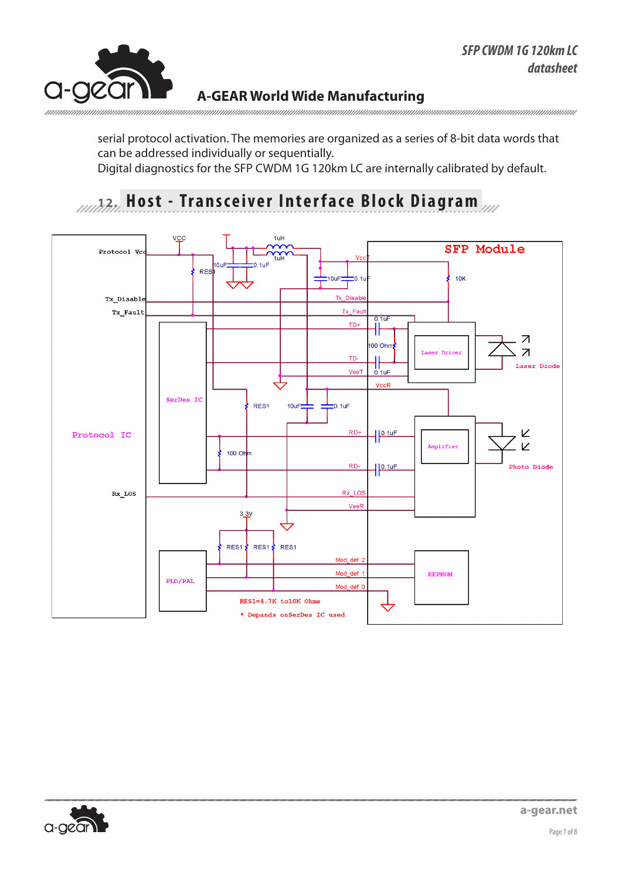serial protocol activation. The memories are organized as a series of 8-bit data words that can be addressed individually or sequentially.
Digital diagnostics for the SFP CWDM 1G 120km LC are internally calibrated by default.

## 12. Host - Transceiver Interface Block Diagram

VCC
1uH
1uH
Protocol Vcc
10uF 0.1uF
RES1
VccT
10uF 0.1uF
10K
SFP Module
Tx_Disable
Tx_Disable
Tx_Fault
Tx_Fault
TD+
0.1uF
100 Ohm
Laser Driver
Laser Diode
TD-
VeeT
0.1uF
VccR
SerDes IC
RES1
10uF
0.1uF
Protocol IC
RD+
0.1uF
100 Ohm
Amplifier
Photo Diode
RD-
0.1uF
Rx_LOS
Rx_LOS
VeeR
3.3V
RES1 RES1 RES1
Mod_def 2
EEPROM
PLD/PAL
Mod_def 1
Mod_def 0
RES1=4.7K to10K Ohms
* Depands onSerDes IC used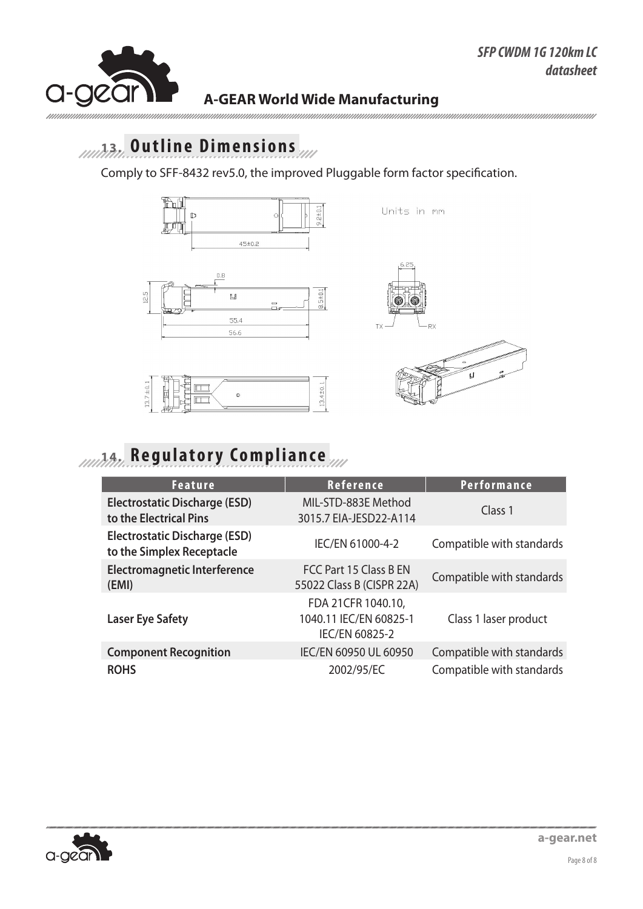## 13. Outline Dimensions

Comply to SFF-8432 rev5.0, the improved Pluggable form factor specification.

Units in mm

45±0.2

9.2±0.1

0.8

12.5

8.5±0.1

55.4

56.6

6.25

TX

RX

13.7±0.1

13.4±0.1

## 14. Regulatory Compliance

| Feature | Reference | Performance |
|---|---|---|
| **Electrostatic Discharge (ESD) to the Electrical Pins** | MIL-STD-883E Method 3015.7 EIA-JESD22-A114 | Class 1 |
| **Electrostatic Discharge (ESD) to the Simplex Receptacle** | IEC/EN 61000-4-2 | Compatible with standards |
| **Electromagnetic Interference (EMI)** | FCC Part 15 Class B EN 55022 Class B (CISPR 22A) | Compatible with standards |
| **Laser Eye Safety** | FDA 21CFR 1040.10, 1040.11 IEC/EN 60825-1 IEC/EN 60825-2 | Class 1 laser product |
| **Component Recognition** | IEC/EN 60950 UL 60950 | Compatible with standards |
| **ROHS** | 2002/95/EC | Compatible with standards |